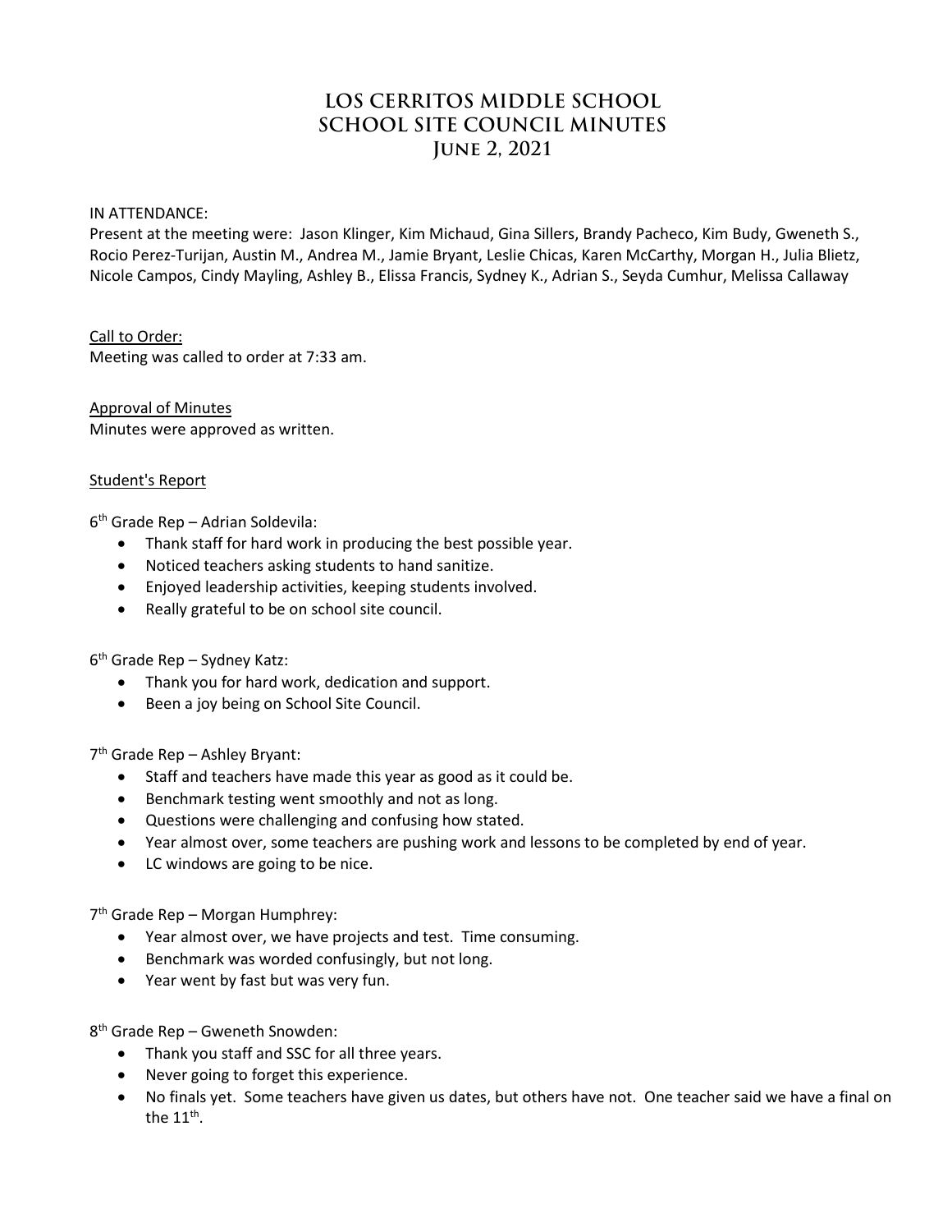# LOS CERRITOS MIDDLE SCHOOL
# SCHOOL SITE COUNCIL MINUTES
# June 2, 2021

IN ATTENDANCE:
Present at the meeting were: Jason Klinger, Kim Michaud, Gina Sillers, Brandy Pacheco, Kim Budy, Gweneth S., Rocio Perez-Turijan, Austin M., Andrea M., Jamie Bryant, Leslie Chicas, Karen McCarthy, Morgan H., Julia Blietz, Nicole Campos, Cindy Mayling, Ashley B., Elissa Francis, Sydney K., Adrian S., Seyda Cumhur, Melissa Callaway

Call to Order:
Meeting was called to order at 7:33 am.

Approval of Minutes
Minutes were approved as written.

Student's Report

6th Grade Rep – Adrian Soldevila:
- Thank staff for hard work in producing the best possible year.
- Noticed teachers asking students to hand sanitize.
- Enjoyed leadership activities, keeping students involved.
- Really grateful to be on school site council.

6th Grade Rep – Sydney Katz:
- Thank you for hard work, dedication and support.
- Been a joy being on School Site Council.

7th Grade Rep – Ashley Bryant:
- Staff and teachers have made this year as good as it could be.
- Benchmark testing went smoothly and not as long.
- Questions were challenging and confusing how stated.
- Year almost over, some teachers are pushing work and lessons to be completed by end of year.
- LC windows are going to be nice.

7th Grade Rep – Morgan Humphrey:
- Year almost over, we have projects and test. Time consuming.
- Benchmark was worded confusingly, but not long.
- Year went by fast but was very fun.

8th Grade Rep – Gweneth Snowden:
- Thank you staff and SSC for all three years.
- Never going to forget this experience.
- No finals yet. Some teachers have given us dates, but others have not. One teacher said we have a final on the 11th.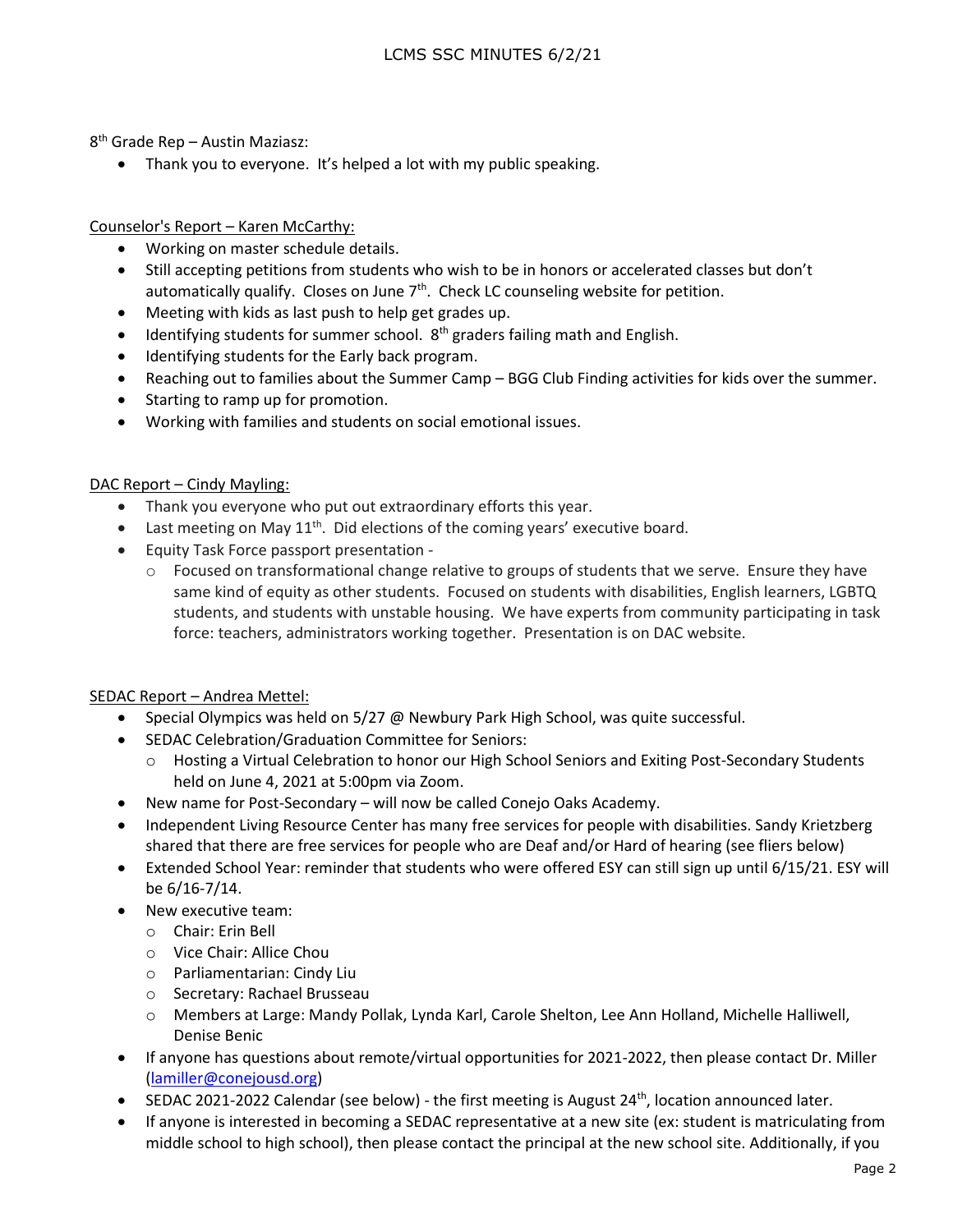8th Grade Rep – Austin Maziasz:

- Thank you to everyone. It's helped a lot with my public speaking.

Counselor's Report – Karen McCarthy:

- Working on master schedule details.
- Still accepting petitions from students who wish to be in honors or accelerated classes but don't automatically qualify. Closes on June 7th. Check LC counseling website for petition.
- Meeting with kids as last push to help get grades up.
- Identifying students for summer school. 8th graders failing math and English.
- Identifying students for the Early back program.
- Reaching out to families about the Summer Camp – BGG Club Finding activities for kids over the summer.
- Starting to ramp up for promotion.
- Working with families and students on social emotional issues.

DAC Report – Cindy Mayling:

- Thank you everyone who put out extraordinary efforts this year.
- Last meeting on May 11th. Did elections of the coming years' executive board.
- Equity Task Force passport presentation -
  - Focused on transformational change relative to groups of students that we serve. Ensure they have same kind of equity as other students. Focused on students with disabilities, English learners, LGBTQ students, and students with unstable housing. We have experts from community participating in task force: teachers, administrators working together. Presentation is on DAC website.

SEDAC Report – Andrea Mettel:

- Special Olympics was held on 5/27 @ Newbury Park High School, was quite successful.
- SEDAC Celebration/Graduation Committee for Seniors:
  - Hosting a Virtual Celebration to honor our High School Seniors and Exiting Post-Secondary Students held on June 4, 2021 at 5:00pm via Zoom.
- New name for Post-Secondary – will now be called Conejo Oaks Academy.
- Independent Living Resource Center has many free services for people with disabilities. Sandy Krietzberg shared that there are free services for people who are Deaf and/or Hard of hearing (see fliers below)
- Extended School Year: reminder that students who were offered ESY can still sign up until 6/15/21. ESY will be 6/16-7/14.
- New executive team:
  - Chair: Erin Bell
  - Vice Chair: Allice Chou
  - Parliamentarian: Cindy Liu
  - Secretary: Rachael Brusseau
  - Members at Large: Mandy Pollak, Lynda Karl, Carole Shelton, Lee Ann Holland, Michelle Halliwell, Denise Benic
- If anyone has questions about remote/virtual opportunities for 2021-2022, then please contact Dr. Miller (lamiller@conejousd.org)
- SEDAC 2021-2022 Calendar (see below) - the first meeting is August 24th, location announced later.
- If anyone is interested in becoming a SEDAC representative at a new site (ex: student is matriculating from middle school to high school), then please contact the principal at the new school site. Additionally, if you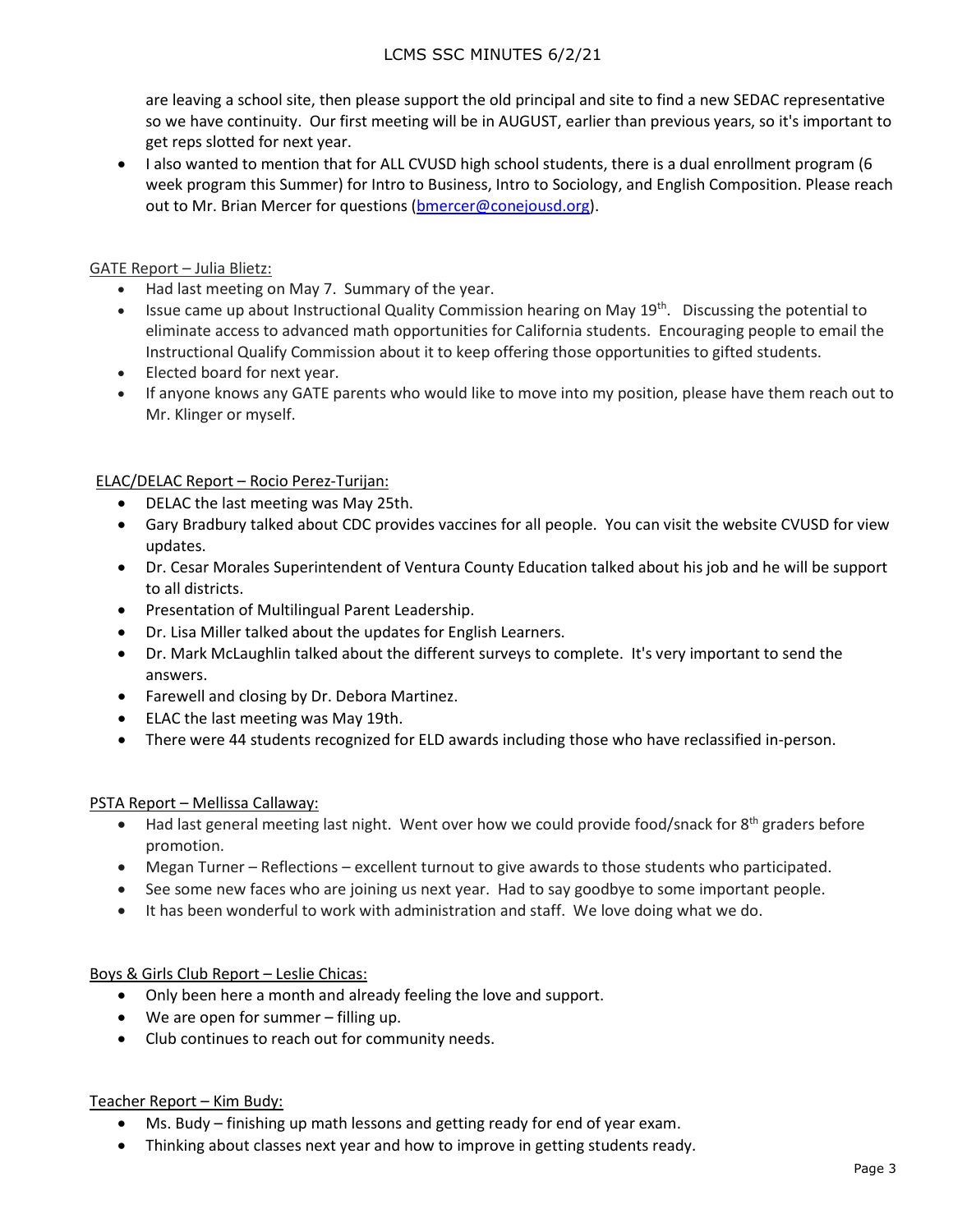are leaving a school site, then please support the old principal and site to find a new SEDAC representative so we have continuity. Our first meeting will be in AUGUST, earlier than previous years, so it's important to get reps slotted for next year.

- I also wanted to mention that for ALL CVUSD high school students, there is a dual enrollment program (6 week program this Summer) for Intro to Business, Intro to Sociology, and English Composition. Please reach out to Mr. Brian Mercer for questions (bmercer@conejousd.org).

GATE Report – Julia Blietz:

- Had last meeting on May 7. Summary of the year.
- Issue came up about Instructional Quality Commission hearing on May 19th. Discussing the potential to eliminate access to advanced math opportunities for California students. Encouraging people to email the Instructional Qualify Commission about it to keep offering those opportunities to gifted students.
- Elected board for next year.
- If anyone knows any GATE parents who would like to move into my position, please have them reach out to Mr. Klinger or myself.

ELAC/DELAC Report – Rocio Perez-Turijan:

- DELAC the last meeting was May 25th.
- Gary Bradbury talked about CDC provides vaccines for all people. You can visit the website CVUSD for view updates.
- Dr. Cesar Morales Superintendent of Ventura County Education talked about his job and he will be support to all districts.
- Presentation of Multilingual Parent Leadership.
- Dr. Lisa Miller talked about the updates for English Learners.
- Dr. Mark McLaughlin talked about the different surveys to complete. It's very important to send the answers.
- Farewell and closing by Dr. Debora Martinez.
- ELAC the last meeting was May 19th.
- There were 44 students recognized for ELD awards including those who have reclassified in-person.

PSTA Report – Mellissa Callaway:

- Had last general meeting last night. Went over how we could provide food/snack for 8th graders before promotion.
- Megan Turner – Reflections – excellent turnout to give awards to those students who participated.
- See some new faces who are joining us next year. Had to say goodbye to some important people.
- It has been wonderful to work with administration and staff. We love doing what we do.

Boys & Girls Club Report – Leslie Chicas:

- Only been here a month and already feeling the love and support.
- We are open for summer – filling up.
- Club continues to reach out for community needs.

Teacher Report – Kim Budy:

- Ms. Budy – finishing up math lessons and getting ready for end of year exam.
- Thinking about classes next year and how to improve in getting students ready.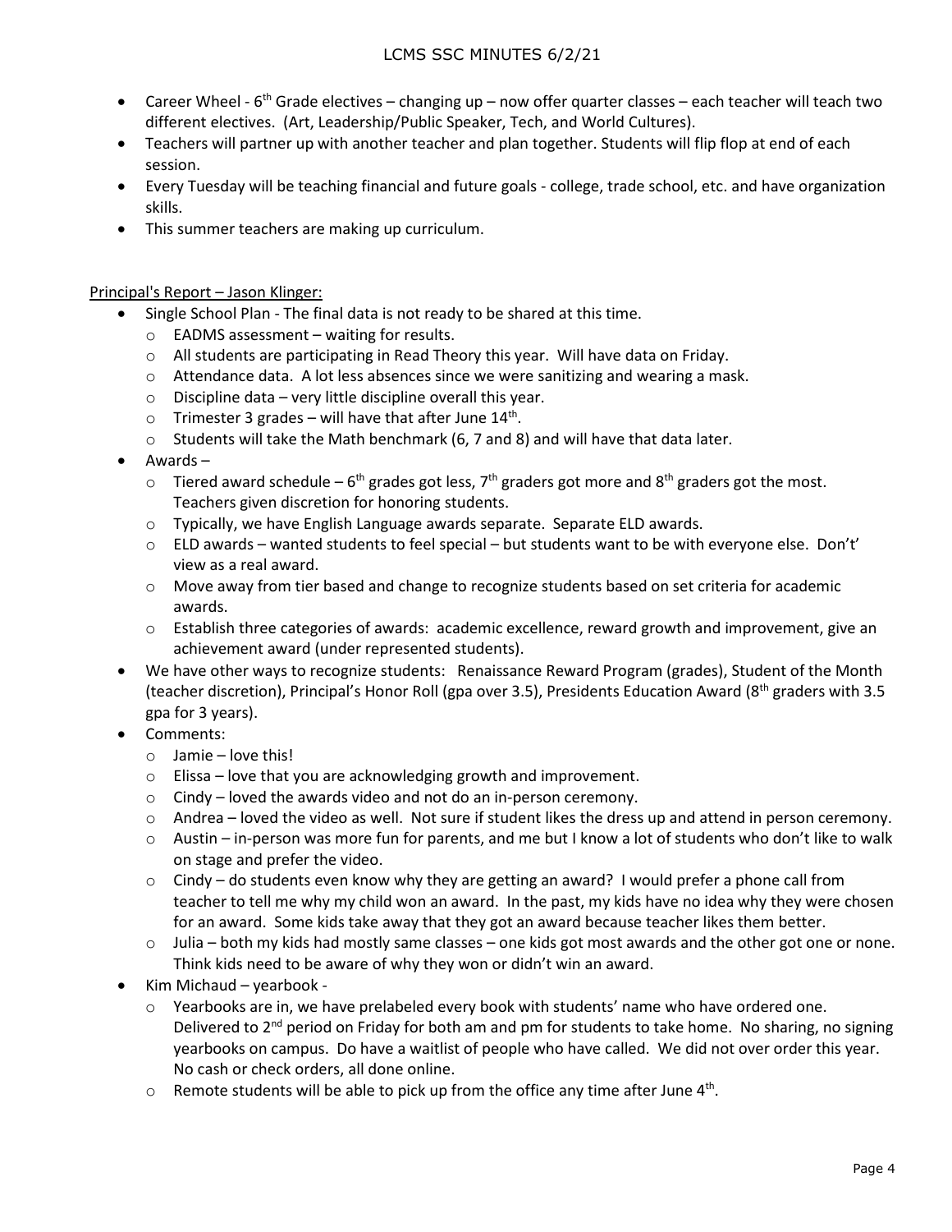- Career Wheel - 6th Grade electives – changing up – now offer quarter classes – each teacher will teach two different electives. (Art, Leadership/Public Speaker, Tech, and World Cultures).
- Teachers will partner up with another teacher and plan together. Students will flip flop at end of each session.
- Every Tuesday will be teaching financial and future goals - college, trade school, etc. and have organization skills.
- This summer teachers are making up curriculum.

Principal's Report – Jason Klinger:

- Single School Plan - The final data is not ready to be shared at this time.
  - EADMS assessment – waiting for results.
  - All students are participating in Read Theory this year. Will have data on Friday.
  - Attendance data. A lot less absences since we were sanitizing and wearing a mask.
  - Discipline data – very little discipline overall this year.
  - Trimester 3 grades – will have that after June 14th.
  - Students will take the Math benchmark (6, 7 and 8) and will have that data later.
- Awards –
  - Tiered award schedule – 6th grades got less, 7th graders got more and 8th graders got the most. Teachers given discretion for honoring students.
  - Typically, we have English Language awards separate. Separate ELD awards.
  - ELD awards – wanted students to feel special – but students want to be with everyone else. Don't' view as a real award.
  - Move away from tier based and change to recognize students based on set criteria for academic awards.
  - Establish three categories of awards: academic excellence, reward growth and improvement, give an achievement award (under represented students).
- We have other ways to recognize students: Renaissance Reward Program (grades), Student of the Month (teacher discretion), Principal's Honor Roll (gpa over 3.5), Presidents Education Award (8th graders with 3.5 gpa for 3 years).
- Comments:
  - Jamie – love this!
  - Elissa – love that you are acknowledging growth and improvement.
  - Cindy – loved the awards video and not do an in-person ceremony.
  - Andrea – loved the video as well. Not sure if student likes the dress up and attend in person ceremony.
  - Austin – in-person was more fun for parents, and me but I know a lot of students who don't like to walk on stage and prefer the video.
  - Cindy – do students even know why they are getting an award? I would prefer a phone call from teacher to tell me why my child won an award. In the past, my kids have no idea why they were chosen for an award. Some kids take away that they got an award because teacher likes them better.
  - Julia – both my kids had mostly same classes – one kids got most awards and the other got one or none. Think kids need to be aware of why they won or didn't win an award.
- Kim Michaud – yearbook -
  - Yearbooks are in, we have prelabeled every book with students' name who have ordered one. Delivered to 2nd period on Friday for both am and pm for students to take home. No sharing, no signing yearbooks on campus. Do have a waitlist of people who have called. We did not over order this year. No cash or check orders, all done online.
  - Remote students will be able to pick up from the office any time after June 4th.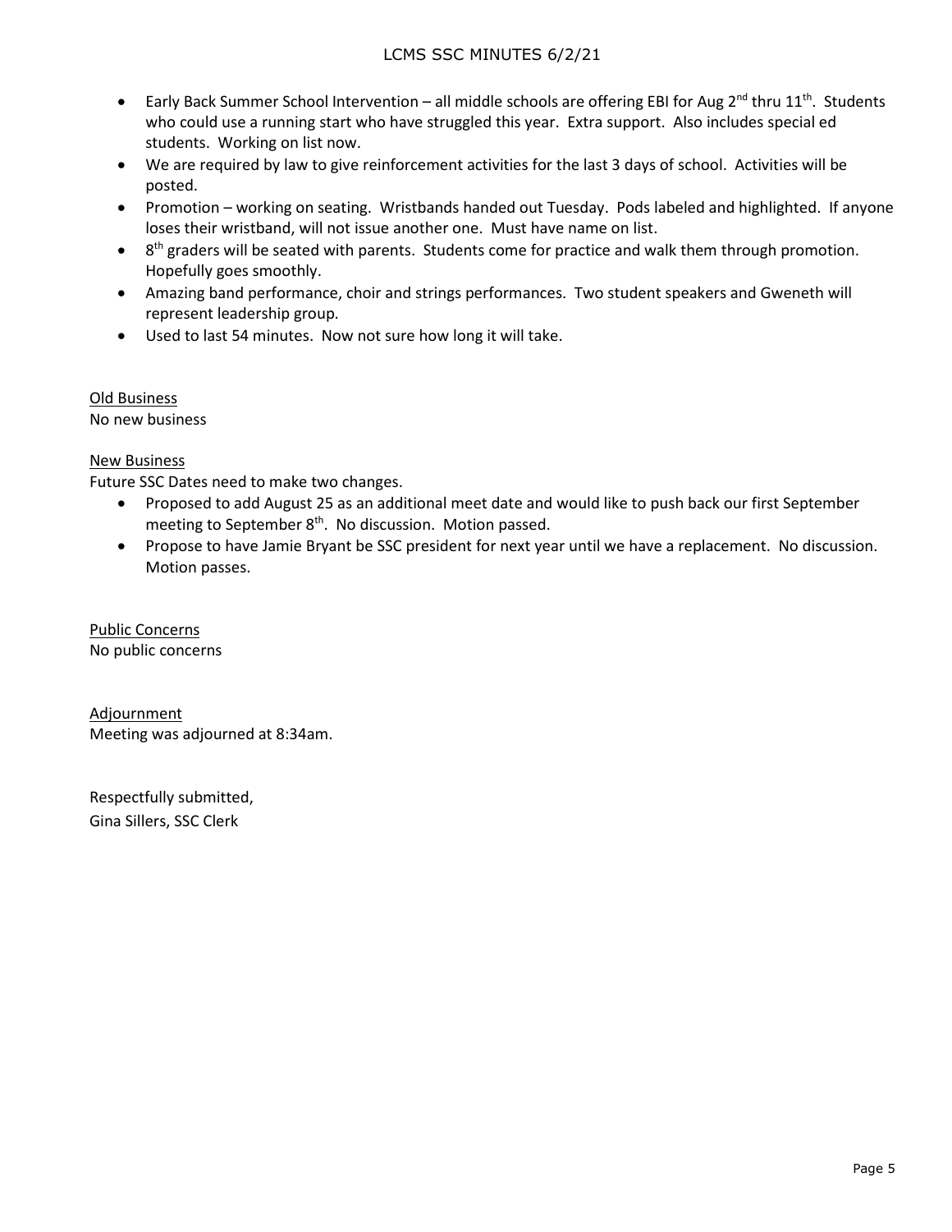- Early Back Summer School Intervention – all middle schools are offering EBI for Aug 2nd thru 11th. Students who could use a running start who have struggled this year. Extra support. Also includes special ed students. Working on list now.
- We are required by law to give reinforcement activities for the last 3 days of school. Activities will be posted.
- Promotion – working on seating. Wristbands handed out Tuesday. Pods labeled and highlighted. If anyone loses their wristband, will not issue another one. Must have name on list.
- 8th graders will be seated with parents. Students come for practice and walk them through promotion. Hopefully goes smoothly.
- Amazing band performance, choir and strings performances. Two student speakers and Gweneth will represent leadership group.
- Used to last 54 minutes. Now not sure how long it will take.

<u>Old Business</u>
No new business

<u>New Business</u>
Future SSC Dates need to make two changes.

- Proposed to add August 25 as an additional meet date and would like to push back our first September meeting to September 8th. No discussion. Motion passed.
- Propose to have Jamie Bryant be SSC president for next year until we have a replacement. No discussion. Motion passes.

<u>Public Concerns</u>
No public concerns

<u>Adjournment</u>
Meeting was adjourned at 8:34am.

Respectfully submitted,
Gina Sillers, SSC Clerk